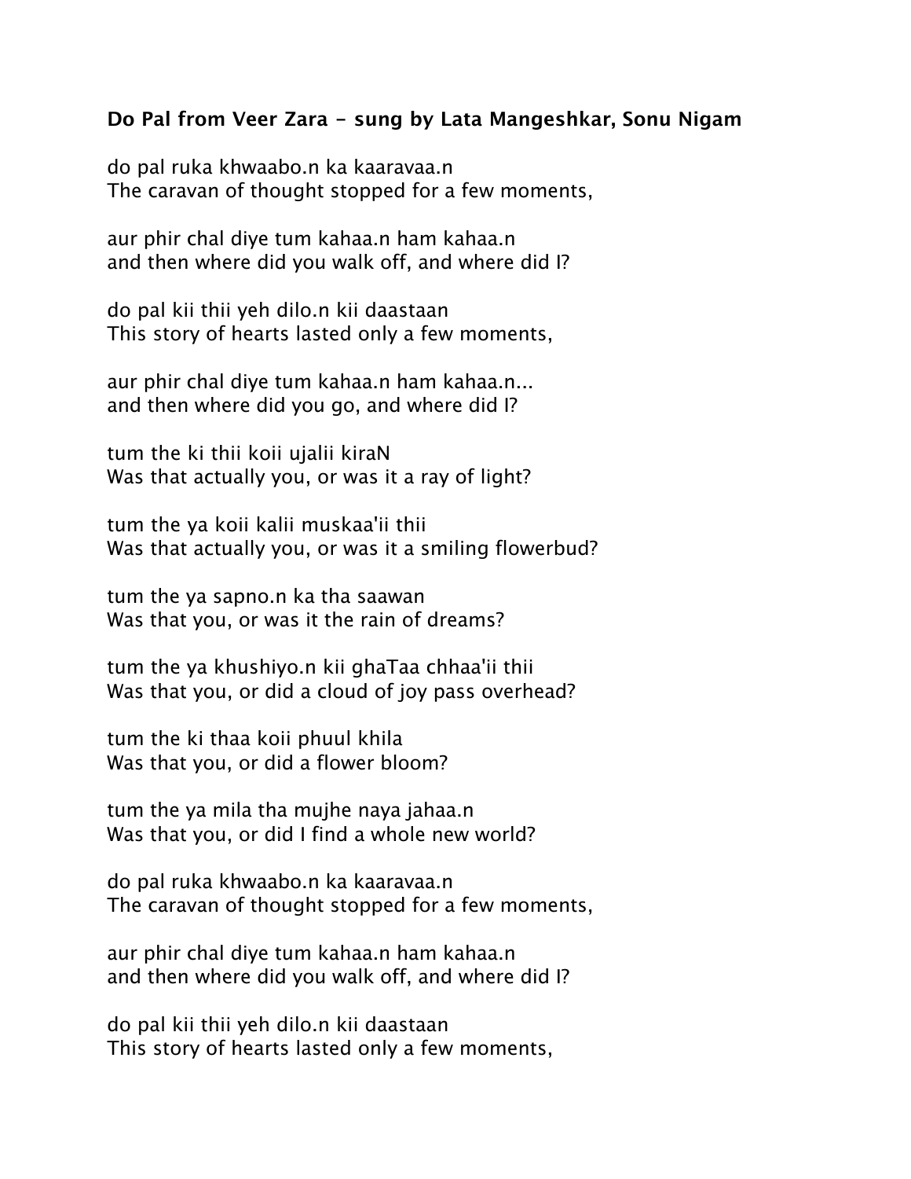**Do Pal from Veer Zara - sung by Lata Mangeshkar, Sonu Nigam**

do pal ruka khwaabo.n ka kaaravaa.n
The caravan of thought stopped for a few moments,

aur phir chal diye tum kahaa.n ham kahaa.n
and then where did you walk off, and where did I?

do pal kii thii yeh dilo.n kii daastaan
This story of hearts lasted only a few moments,

aur phir chal diye tum kahaa.n ham kahaa.n...
and then where did you go, and where did I?

tum the ki thii koii ujalii kiraN
Was that actually you, or was it a ray of light?

tum the ya koii kalii muskaa'ii thii
Was that actually you, or was it a smiling flowerbud?

tum the ya sapno.n ka tha saawan
Was that you, or was it the rain of dreams?

tum the ya khushiyo.n kii ghaTaa chhaa'ii thii
Was that you, or did a cloud of joy pass overhead?

tum the ki thaa koii phuul khila
Was that you, or did a flower bloom?

tum the ya mila tha mujhe naya jahaa.n
Was that you, or did I find a whole new world?

do pal ruka khwaabo.n ka kaaravaa.n
The caravan of thought stopped for a few moments,

aur phir chal diye tum kahaa.n ham kahaa.n
and then where did you walk off, and where did I?

do pal kii thii yeh dilo.n kii daastaan
This story of hearts lasted only a few moments,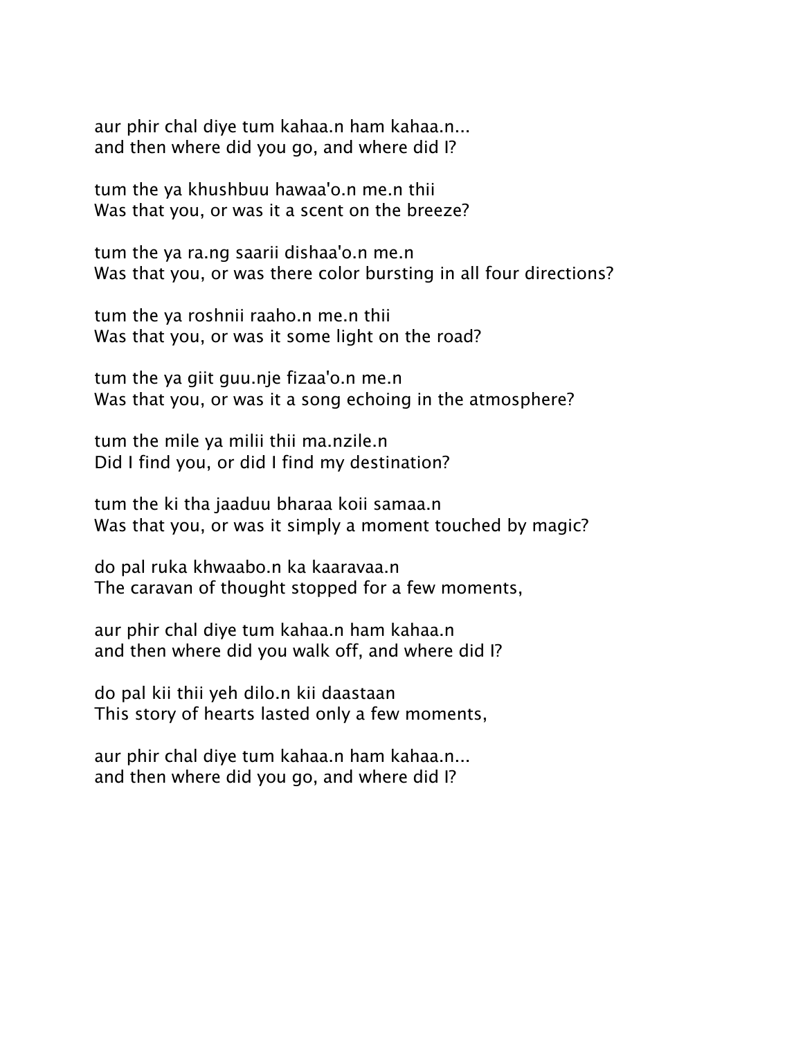aur phir chal diye tum kahaa.n ham kahaa.n...
and then where did you go, and where did I?

tum the ya khushbuu hawaa'o.n me.n thii
Was that you, or was it a scent on the breeze?

tum the ya ra.ng saarii dishaa'o.n me.n
Was that you, or was there color bursting in all four directions?

tum the ya roshnii raaho.n me.n thii
Was that you, or was it some light on the road?

tum the ya giit guu.nje fizaa'o.n me.n
Was that you, or was it a song echoing in the atmosphere?

tum the mile ya milii thii ma.nzile.n
Did I find you, or did I find my destination?

tum the ki tha jaaduu bharaa koii samaa.n
Was that you, or was it simply a moment touched by magic?

do pal ruka khwaabo.n ka kaaravaa.n
The caravan of thought stopped for a few moments,

aur phir chal diye tum kahaa.n ham kahaa.n
and then where did you walk off, and where did I?

do pal kii thii yeh dilo.n kii daastaan
This story of hearts lasted only a few moments,

aur phir chal diye tum kahaa.n ham kahaa.n...
and then where did you go, and where did I?